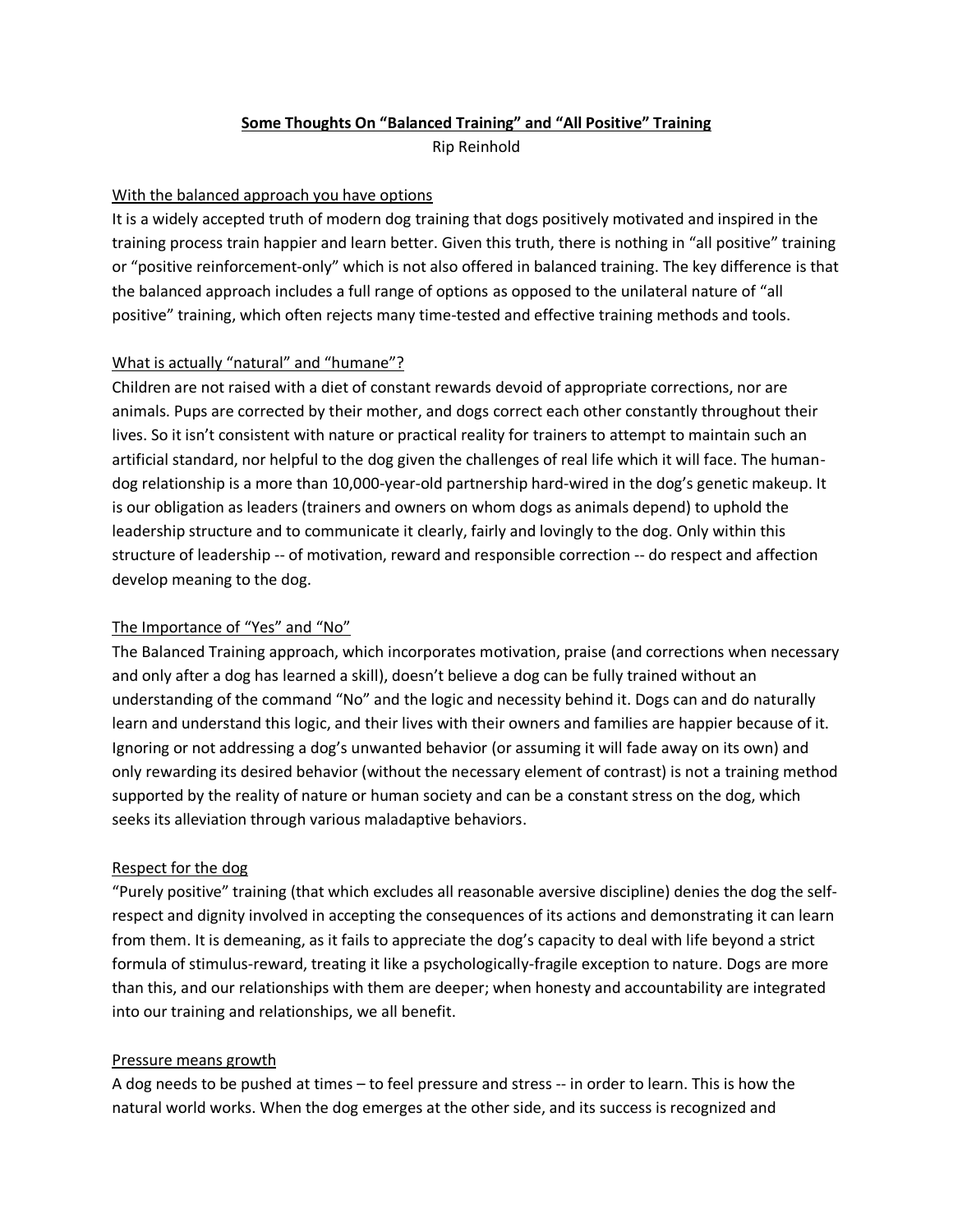# **Some Thoughts On "Balanced Training" and "All Positive" Training**

Rip Reinhold

## With the balanced approach you have options

It is a widely accepted truth of modern dog training that dogs positively motivated and inspired in the training process train happier and learn better. Given this truth, there is nothing in "all positive" training or "positive reinforcement-only" which is not also offered in balanced training. The key difference is that the balanced approach includes a full range of options as opposed to the unilateral nature of "all positive" training, which often rejects many time-tested and effective training methods and tools.

## What is actually "natural" and "humane"?

Children are not raised with a diet of constant rewards devoid of appropriate corrections, nor are animals. Pups are corrected by their mother, and dogs correct each other constantly throughout their lives. So it isn't consistent with nature or practical reality for trainers to attempt to maintain such an artificial standard, nor helpful to the dog given the challenges of real life which it will face. The human-dog relationship is a more than 10,000-year-old partnership hard-wired in the dog's genetic makeup. It is our obligation as leaders (trainers and owners on whom dogs as animals depend) to uphold the leadership structure and to communicate it clearly, fairly and lovingly to the dog. Only within this structure of leadership -- of motivation, reward and responsible correction -- do respect and affection develop meaning to the dog.

## The Importance of "Yes" and "No"

The Balanced Training approach, which incorporates motivation, praise (and corrections when necessary and only after a dog has learned a skill), doesn't believe a dog can be fully trained without an understanding of the command "No" and the logic and necessity behind it. Dogs can and do naturally learn and understand this logic, and their lives with their owners and families are happier because of it. Ignoring or not addressing a dog's unwanted behavior (or assuming it will fade away on its own) and only rewarding its desired behavior (without the necessary element of contrast) is not a training method supported by the reality of nature or human society and can be a constant stress on the dog, which seeks its alleviation through various maladaptive behaviors.

## Respect for the dog

"Purely positive" training (that which excludes all reasonable aversive discipline) denies the dog the self-respect and dignity involved in accepting the consequences of its actions and demonstrating it can learn from them. It is demeaning, as it fails to appreciate the dog's capacity to deal with life beyond a strict formula of stimulus-reward, treating it like a psychologically-fragile exception to nature. Dogs are more than this, and our relationships with them are deeper; when honesty and accountability are integrated into our training and relationships, we all benefit.

## Pressure means growth

A dog needs to be pushed at times – to feel pressure and stress -- in order to learn. This is how the natural world works. When the dog emerges at the other side, and its success is recognized and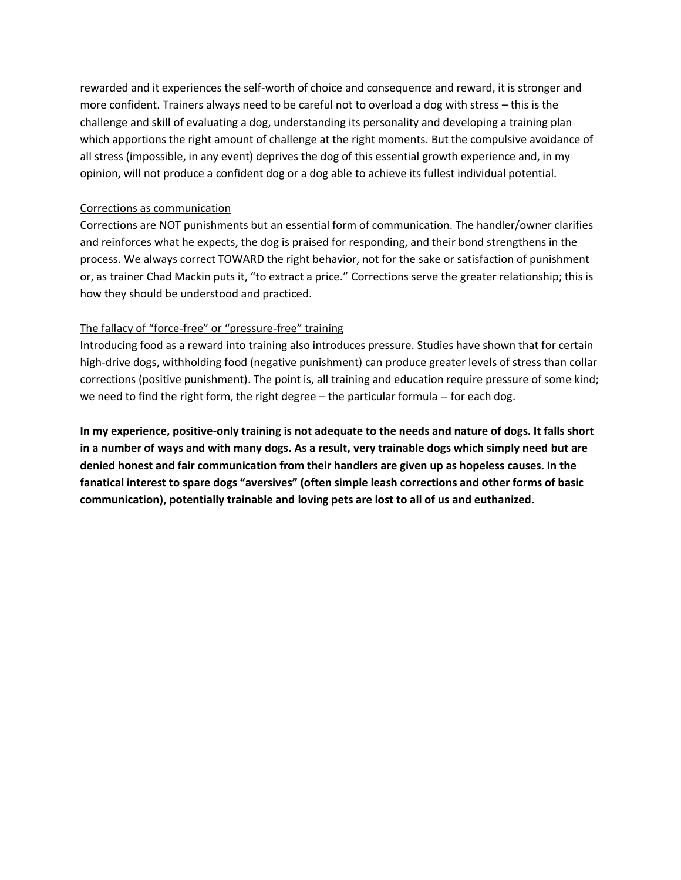rewarded and it experiences the self-worth of choice and consequence and reward, it is stronger and more confident. Trainers always need to be careful not to overload a dog with stress – this is the challenge and skill of evaluating a dog, understanding its personality and developing a training plan which apportions the right amount of challenge at the right moments. But the compulsive avoidance of all stress (impossible, in any event) deprives the dog of this essential growth experience and, in my opinion, will not produce a confident dog or a dog able to achieve its fullest individual potential.

<u>Corrections as communication</u>

Corrections are NOT punishments but an essential form of communication. The handler/owner clarifies and reinforces what he expects, the dog is praised for responding, and their bond strengthens in the process. We always correct TOWARD the right behavior, not for the sake or satisfaction of punishment or, as trainer Chad Mackin puts it, "to extract a price." Corrections serve the greater relationship; this is how they should be understood and practiced.

<u>The fallacy of "force-free" or "pressure-free" training</u>

Introducing food as a reward into training also introduces pressure. Studies have shown that for certain high-drive dogs, withholding food (negative punishment) can produce greater levels of stress than collar corrections (positive punishment). The point is, all training and education require pressure of some kind; we need to find the right form, the right degree – the particular formula -- for each dog.

**In my experience, positive-only training is not adequate to the needs and nature of dogs. It falls short in a number of ways and with many dogs. As a result, very trainable dogs which simply need but are denied honest and fair communication from their handlers are given up as hopeless causes. In the fanatical interest to spare dogs "aversives" (often simple leash corrections and other forms of basic communication), potentially trainable and loving pets are lost to all of us and euthanized.**